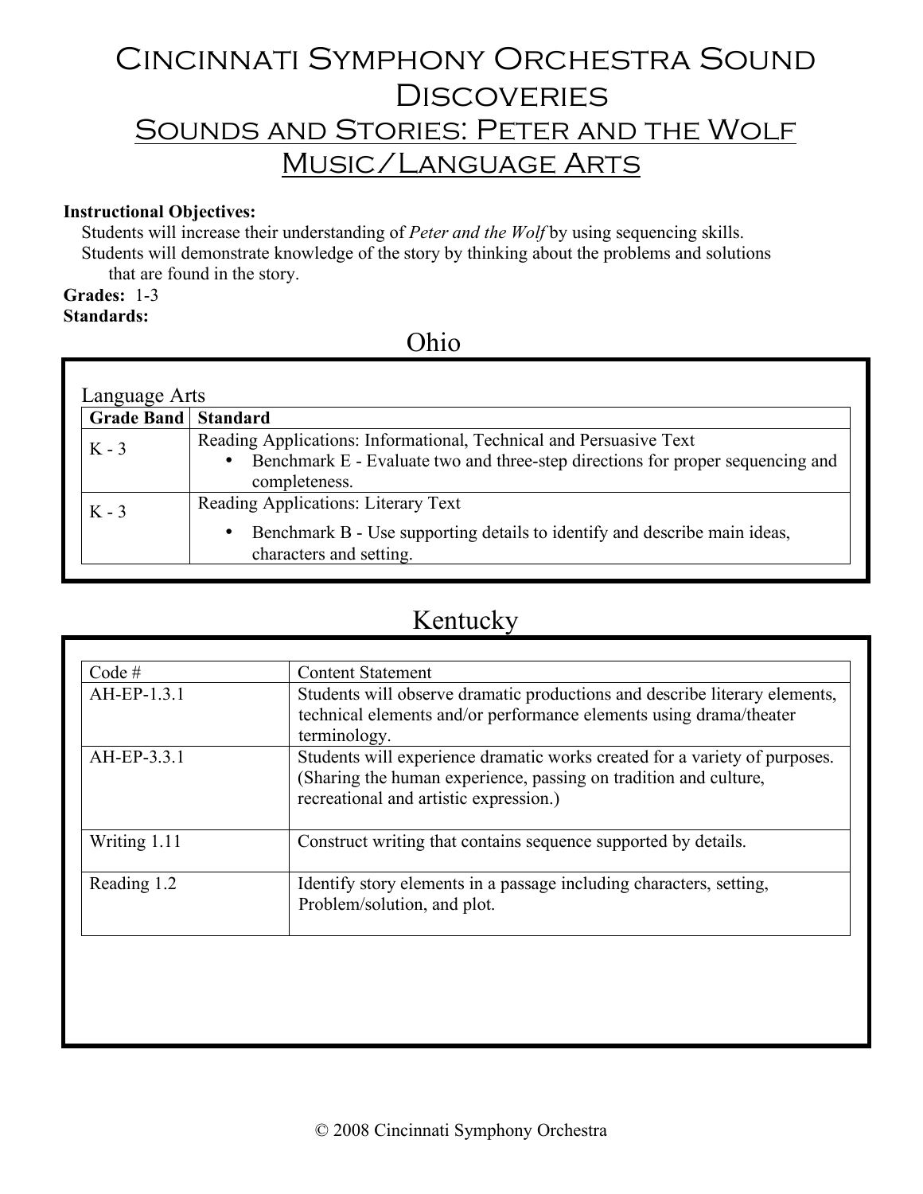# Cincinnati Symphony Orchestra Sound Discoveries

## Sounds and Stories: Peter and the Wolf
## Music/Language Arts

**Instructional Objectives:**

Students will increase their understanding of *Peter and the Wolf* by using sequencing skills.
Students will demonstrate knowledge of the story by thinking about the problems and solutions that are found in the story.

**Grades:** 1-3

**Standards:**

### Ohio

Language Arts

| Grade Band | Standard |
|---|---|
| K - 3 | Reading Applications: Informational, Technical and Persuasive Text<br>• Benchmark E - Evaluate two and three-step directions for proper sequencing and completeness. |
| K - 3 | Reading Applications: Literary Text<br>• Benchmark B - Use supporting details to identify and describe main ideas, characters and setting. |

### Kentucky

| Code # | Content Statement |
|---|---|
| AH-EP-1.3.1 | Students will observe dramatic productions and describe literary elements, technical elements and/or performance elements using drama/theater terminology. |
| AH-EP-3.3.1 | Students will experience dramatic works created for a variety of purposes. (Sharing the human experience, passing on tradition and culture, recreational and artistic expression.) |
| Writing 1.11 | Construct writing that contains sequence supported by details. |
| Reading 1.2 | Identify story elements in a passage including characters, setting, Problem/solution, and plot. |

© 2008 Cincinnati Symphony Orchestra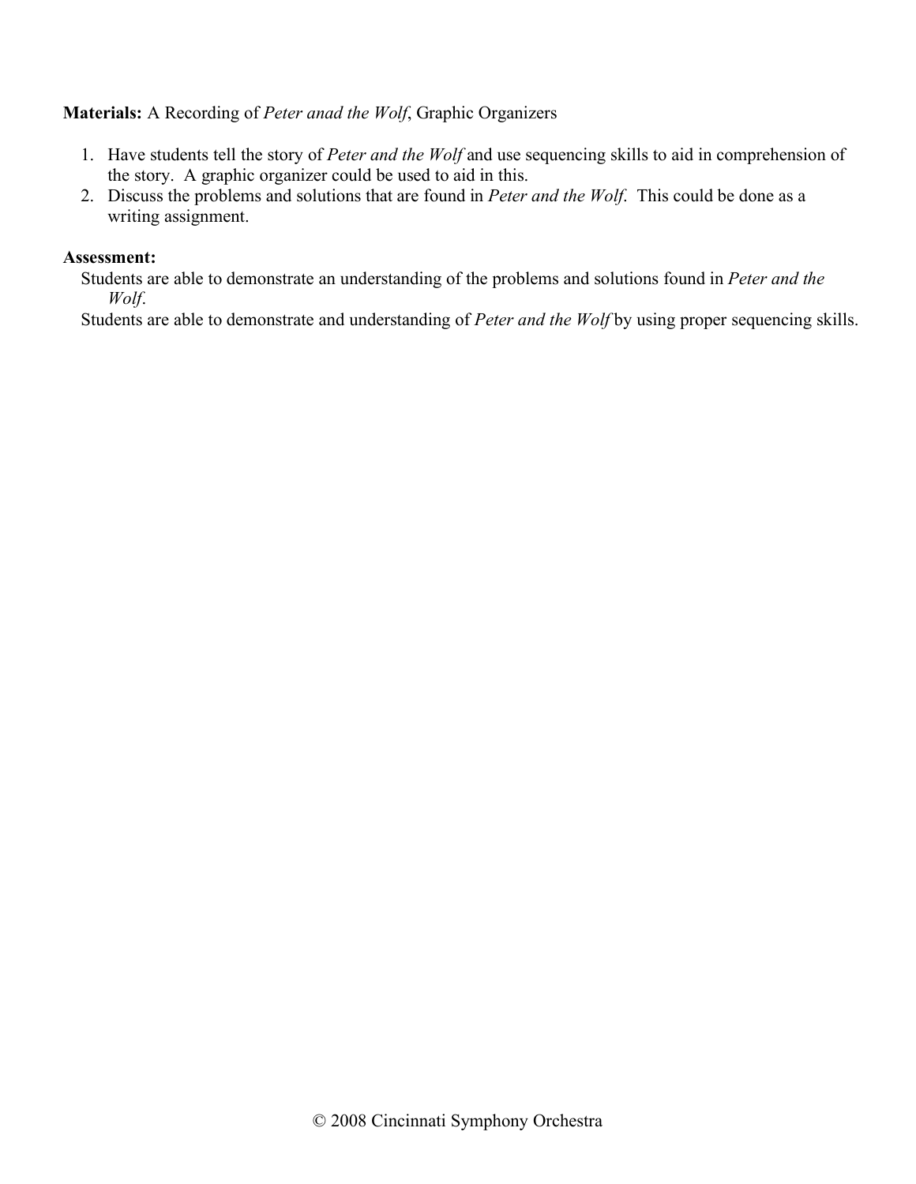**Materials:** A Recording of *Peter anad the Wolf*, Graphic Organizers

1. Have students tell the story of *Peter and the Wolf* and use sequencing skills to aid in comprehension of the story. A graphic organizer could be used to aid in this.
2. Discuss the problems and solutions that are found in *Peter and the Wolf*. This could be done as a writing assignment.

**Assessment:**

Students are able to demonstrate an understanding of the problems and solutions found in *Peter and the Wolf*.

Students are able to demonstrate and understanding of *Peter and the Wolf* by using proper sequencing skills.

© 2008 Cincinnati Symphony Orchestra